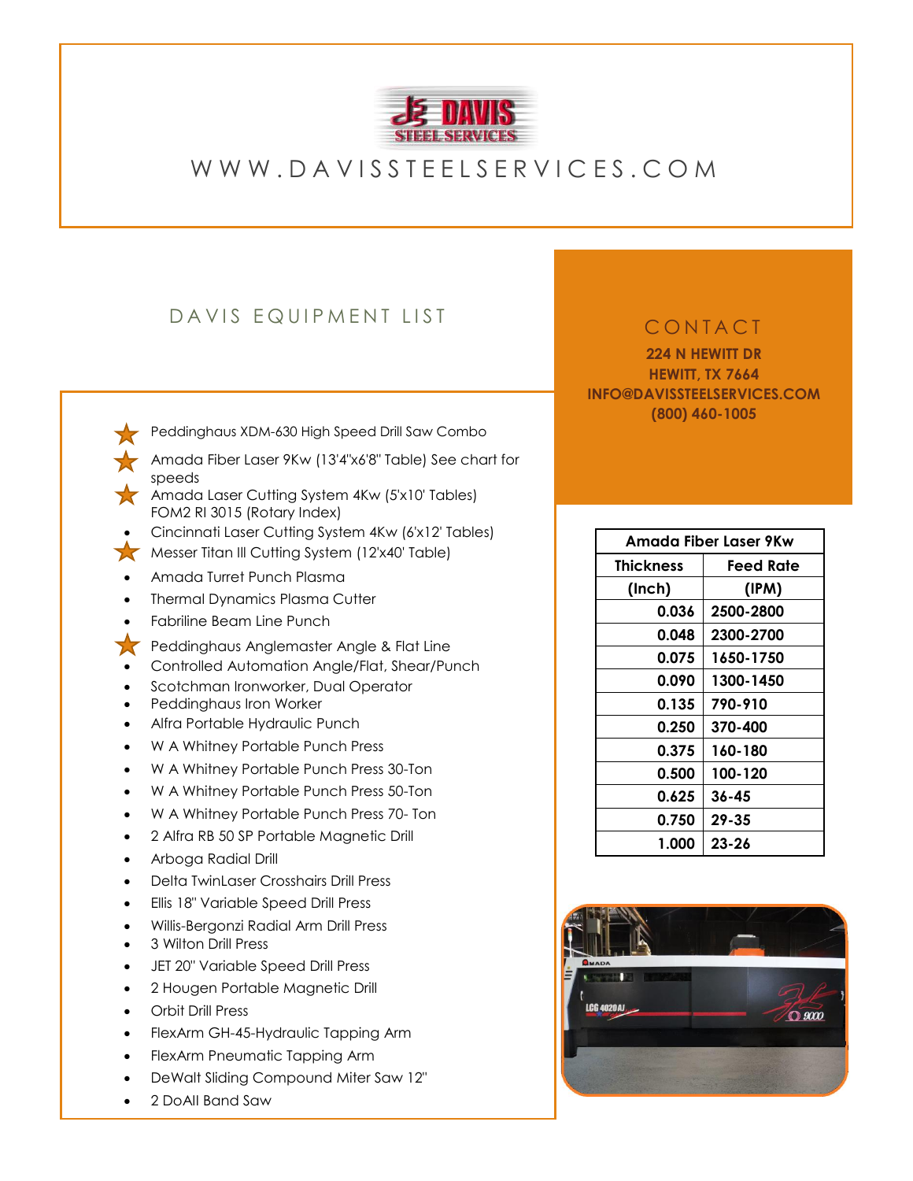# DAVIS STEEL SERVICES

WWW.DAVISSTEELSERVICES.COM

## DAVIS EQUIPMENT LIST

- ★ Peddinghaus XDM-630 High Speed Drill Saw Combo
- ★ Amada Fiber Laser 9Kw (13'4"x6'8" Table) See chart for speeds
- ★ Amada Laser Cutting System 4Kw (5'x10' Tables) FOM2 RI 3015 (Rotary Index)
- Cincinnati Laser Cutting System 4Kw (6'x12' Tables)
- ★ Messer Titan III Cutting System (12'x40' Table)
- Amada Turret Punch Plasma
- Thermal Dynamics Plasma Cutter
- Fabriline Beam Line Punch
- ★ Peddinghaus Anglemaster Angle & Flat Line
- Controlled Automation Angle/Flat, Shear/Punch
- Scotchman Ironworker, Dual Operator
- Peddinghaus Iron Worker
- Alfra Portable Hydraulic Punch
- W A Whitney Portable Punch Press
- W A Whitney Portable Punch Press 30-Ton
- W A Whitney Portable Punch Press 50-Ton
- W A Whitney Portable Punch Press 70- Ton
- 2 Alfra RB 50 SP Portable Magnetic Drill
- Arboga Radial Drill
- Delta TwinLaser Crosshairs Drill Press
- Ellis 18" Variable Speed Drill Press
- Willis-Bergonzi Radial Arm Drill Press
- 3 Wilton Drill Press
- JET 20" Variable Speed Drill Press
- 2 Hougen Portable Magnetic Drill
- Orbit Drill Press
- FlexArm GH-45-Hydraulic Tapping Arm
- FlexArm Pneumatic Tapping Arm
- DeWalt Sliding Compound Miter Saw 12"
- 2 DoAll Band Saw

## CONTACT

**224 N HEWITT DR**
**HEWITT, TX 7664**
**INFO@DAVISSTEELSERVICES.COM**
**(800) 460-1005**

| Amada Fiber Laser 9Kw | |
|---|---|
| **Thickness (Inch)** | **Feed Rate (IPM)** |
| 0.036 | 2500-2800 |
| 0.048 | 2300-2700 |
| 0.075 | 1650-1750 |
| 0.090 | 1300-1450 |
| 0.135 | 790-910 |
| 0.250 | 370-400 |
| 0.375 | 160-180 |
| 0.500 | 100-120 |
| 0.625 | 36-45 |
| 0.750 | 29-35 |
| 1.000 | 23-26 |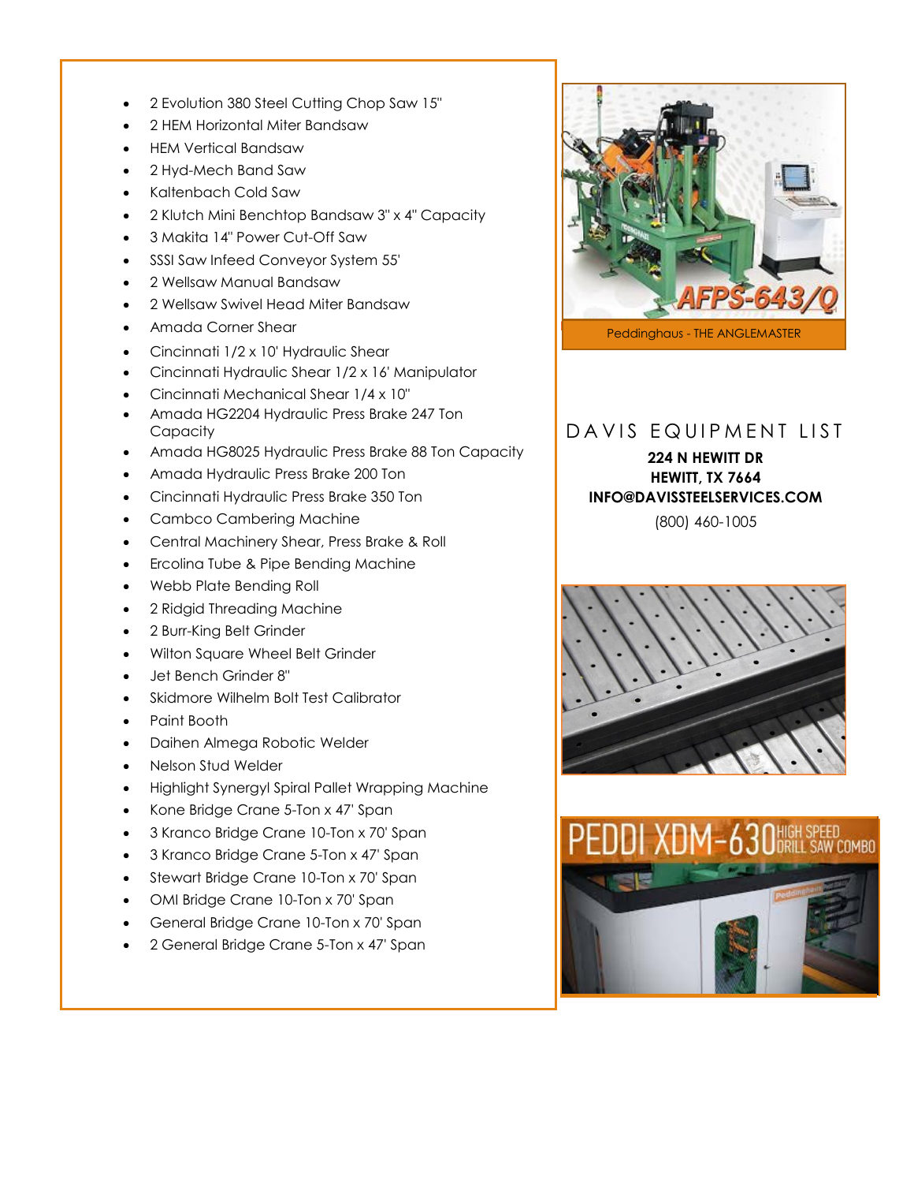- 2 Evolution 380 Steel Cutting Chop Saw 15"
- 2 HEM Horizontal Miter Bandsaw
- HEM Vertical Bandsaw
- 2 Hyd-Mech Band Saw
- Kaltenbach Cold Saw
- 2 Klutch Mini Benchtop Bandsaw 3" x 4" Capacity
- 3 Makita 14" Power Cut-Off Saw
- SSSI Saw Infeed Conveyor System 55'
- 2 Wellsaw Manual Bandsaw
- 2 Wellsaw Swivel Head Miter Bandsaw
- Amada Corner Shear
- Cincinnati 1/2 x 10' Hydraulic Shear
- Cincinnati Hydraulic Shear 1/2 x 16' Manipulator
- Cincinnati Mechanical Shear 1/4 x 10"
- Amada HG2204 Hydraulic Press Brake 247 Ton Capacity
- Amada HG8025 Hydraulic Press Brake 88 Ton Capacity
- Amada Hydraulic Press Brake 200 Ton
- Cincinnati Hydraulic Press Brake 350 Ton
- Cambco Cambering Machine
- Central Machinery Shear, Press Brake & Roll
- Ercolina Tube & Pipe Bending Machine
- Webb Plate Bending Roll
- 2 Ridgid Threading Machine
- 2 Burr-King Belt Grinder
- Wilton Square Wheel Belt Grinder
- Jet Bench Grinder 8"
- Skidmore Wilhelm Bolt Test Calibrator
- Paint Booth
- Daihen Almega Robotic Welder
- Nelson Stud Welder
- Highlight Synergyl Spiral Pallet Wrapping Machine
- Kone Bridge Crane 5-Ton x 47' Span
- 3 Kranco Bridge Crane 10-Ton x 70' Span
- 3 Kranco Bridge Crane 5-Ton x 47' Span
- Stewart Bridge Crane 10-Ton x 70' Span
- OMI Bridge Crane 10-Ton x 70' Span
- General Bridge Crane 10-Ton x 70' Span
- 2 General Bridge Crane 5-Ton x 47' Span

AFPS-643/Q

Peddinghaus - THE ANGLEMASTER

## DAVIS EQUIPMENT LIST

**224 N HEWITT DR**
**HEWITT, TX 7664**
**INFO@DAVISSTEELSERVICES.COM**
(800) 460-1005

PEDDI XDM-630 HIGH SPEED DRILL SAW COMBO